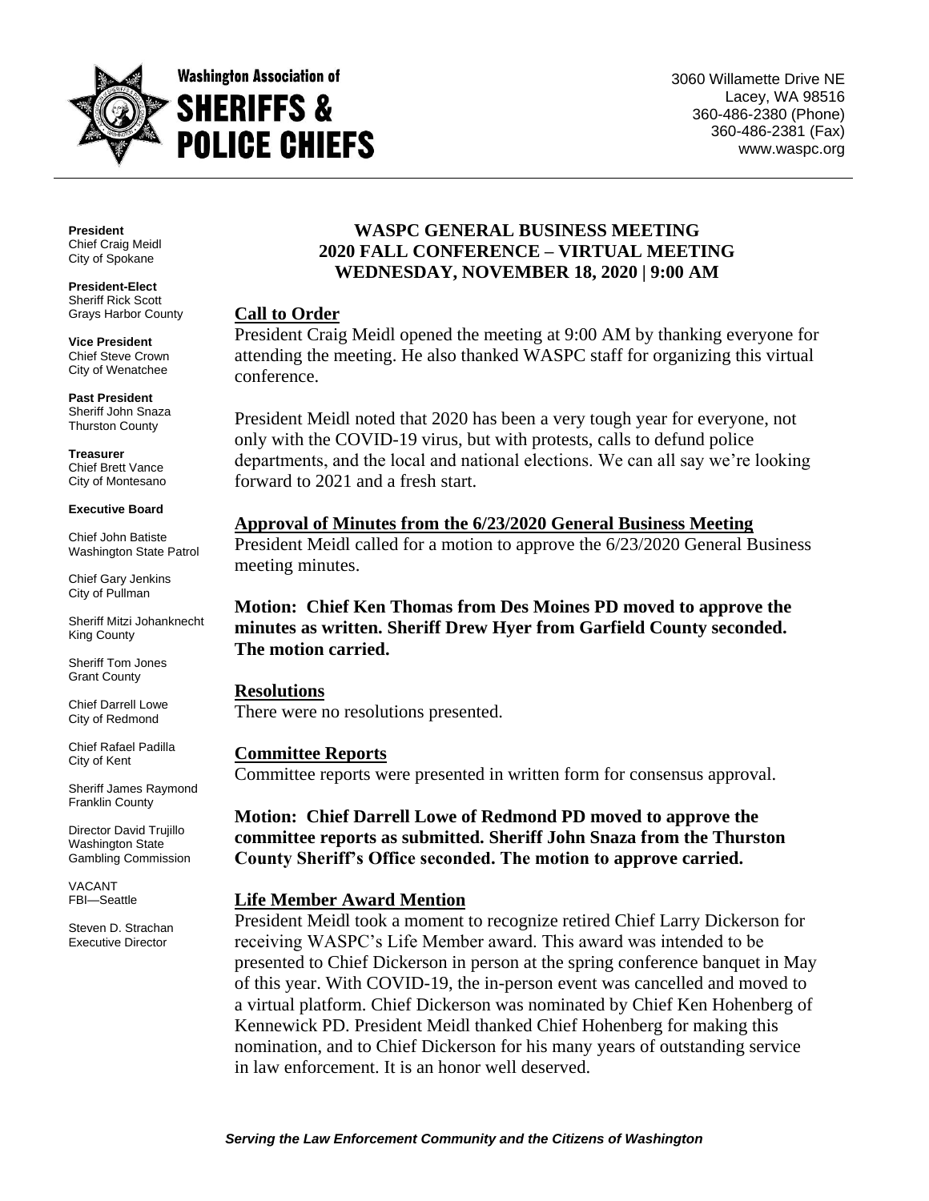# Washington Association of SHERIFFS & POLICE CHIEFS

3060 Willamette Drive NE
Lacey, WA 98516
360-486-2380 (Phone)
360-486-2381 (Fax)
www.waspc.org

**President**
Chief Craig Meidl
City of Spokane

**President-Elect**
Sheriff Rick Scott
Grays Harbor County

**Vice President**
Chief Steve Crown
City of Wenatchee

**Past President**
Sheriff John Snaza
Thurston County

**Treasurer**
Chief Brett Vance
City of Montesano

**Executive Board**

Chief John Batiste
Washington State Patrol

Chief Gary Jenkins
City of Pullman

Sheriff Mitzi Johanknecht
King County

Sheriff Tom Jones
Grant County

Chief Darrell Lowe
City of Redmond

Chief Rafael Padilla
City of Kent

Sheriff James Raymond
Franklin County

Director David Trujillo
Washington State
Gambling Commission

VACANT
FBI—Seattle

Steven D. Strachan
Executive Director

## WASPC GENERAL BUSINESS MEETING
## 2020 FALL CONFERENCE – VIRTUAL MEETING
## WEDNESDAY, NOVEMBER 18, 2020 | 9:00 AM

### Call to Order

President Craig Meidl opened the meeting at 9:00 AM by thanking everyone for attending the meeting. He also thanked WASPC staff for organizing this virtual conference.

President Meidl noted that 2020 has been a very tough year for everyone, not only with the COVID-19 virus, but with protests, calls to defund police departments, and the local and national elections. We can all say we're looking forward to 2021 and a fresh start.

### Approval of Minutes from the 6/23/2020 General Business Meeting

President Meidl called for a motion to approve the 6/23/2020 General Business meeting minutes.

**Motion: Chief Ken Thomas from Des Moines PD moved to approve the minutes as written. Sheriff Drew Hyer from Garfield County seconded. The motion carried.**

### Resolutions

There were no resolutions presented.

### Committee Reports

Committee reports were presented in written form for consensus approval.

**Motion: Chief Darrell Lowe of Redmond PD moved to approve the committee reports as submitted. Sheriff John Snaza from the Thurston County Sheriff's Office seconded. The motion to approve carried.**

### Life Member Award Mention

President Meidl took a moment to recognize retired Chief Larry Dickerson for receiving WASPC's Life Member award. This award was intended to be presented to Chief Dickerson in person at the spring conference banquet in May of this year. With COVID-19, the in-person event was cancelled and moved to a virtual platform. Chief Dickerson was nominated by Chief Ken Hohenberg of Kennewick PD. President Meidl thanked Chief Hohenberg for making this nomination, and to Chief Dickerson for his many years of outstanding service in law enforcement. It is an honor well deserved.

*Serving the Law Enforcement Community and the Citizens of Washington*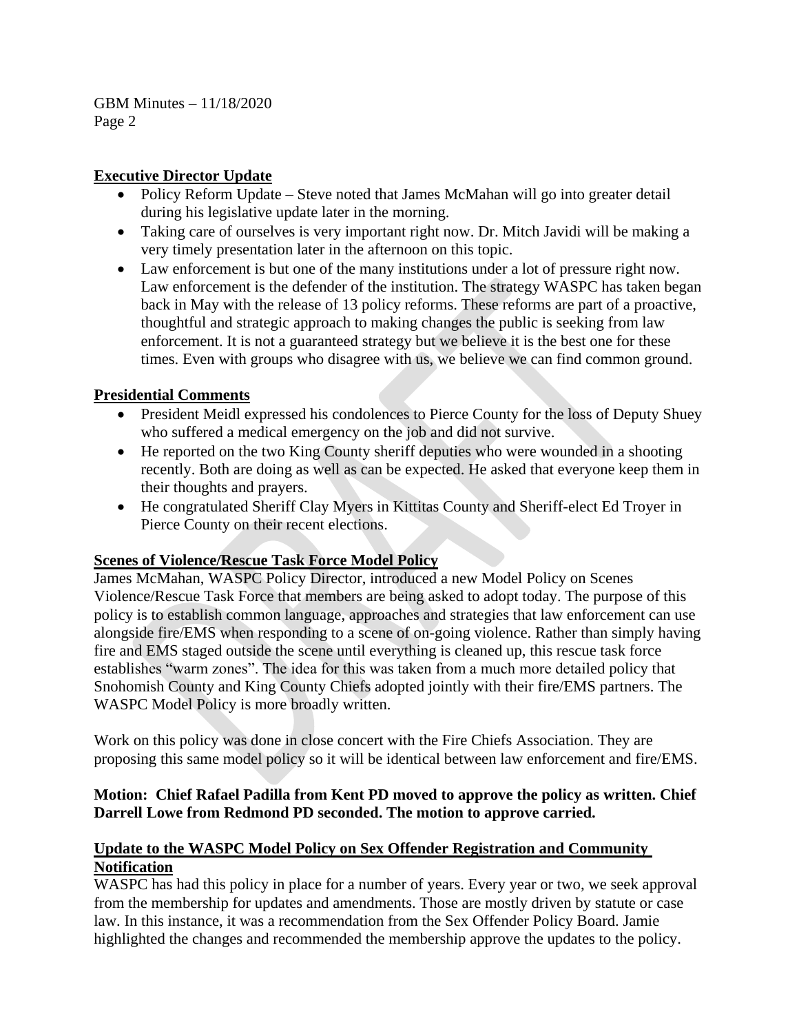### Executive Director Update

- Policy Reform Update – Steve noted that James McMahan will go into greater detail during his legislative update later in the morning.
- Taking care of ourselves is very important right now. Dr. Mitch Javidi will be making a very timely presentation later in the afternoon on this topic.
- Law enforcement is but one of the many institutions under a lot of pressure right now. Law enforcement is the defender of the institution. The strategy WASPC has taken began back in May with the release of 13 policy reforms. These reforms are part of a proactive, thoughtful and strategic approach to making changes the public is seeking from law enforcement. It is not a guaranteed strategy but we believe it is the best one for these times. Even with groups who disagree with us, we believe we can find common ground.

### Presidential Comments

- President Meidl expressed his condolences to Pierce County for the loss of Deputy Shuey who suffered a medical emergency on the job and did not survive.
- He reported on the two King County sheriff deputies who were wounded in a shooting recently. Both are doing as well as can be expected. He asked that everyone keep them in their thoughts and prayers.
- He congratulated Sheriff Clay Myers in Kittitas County and Sheriff-elect Ed Troyer in Pierce County on their recent elections.

### Scenes of Violence/Rescue Task Force Model Policy

James McMahan, WASPC Policy Director, introduced a new Model Policy on Scenes Violence/Rescue Task Force that members are being asked to adopt today. The purpose of this policy is to establish common language, approaches and strategies that law enforcement can use alongside fire/EMS when responding to a scene of on-going violence. Rather than simply having fire and EMS staged outside the scene until everything is cleaned up, this rescue task force establishes "warm zones". The idea for this was taken from a much more detailed policy that Snohomish County and King County Chiefs adopted jointly with their fire/EMS partners. The WASPC Model Policy is more broadly written.

Work on this policy was done in close concert with the Fire Chiefs Association. They are proposing this same model policy so it will be identical between law enforcement and fire/EMS.

**Motion: Chief Rafael Padilla from Kent PD moved to approve the policy as written. Chief Darrell Lowe from Redmond PD seconded. The motion to approve carried.**

### Update to the WASPC Model Policy on Sex Offender Registration and Community Notification

WASPC has had this policy in place for a number of years. Every year or two, we seek approval from the membership for updates and amendments. Those are mostly driven by statute or case law. In this instance, it was a recommendation from the Sex Offender Policy Board. Jamie highlighted the changes and recommended the membership approve the updates to the policy.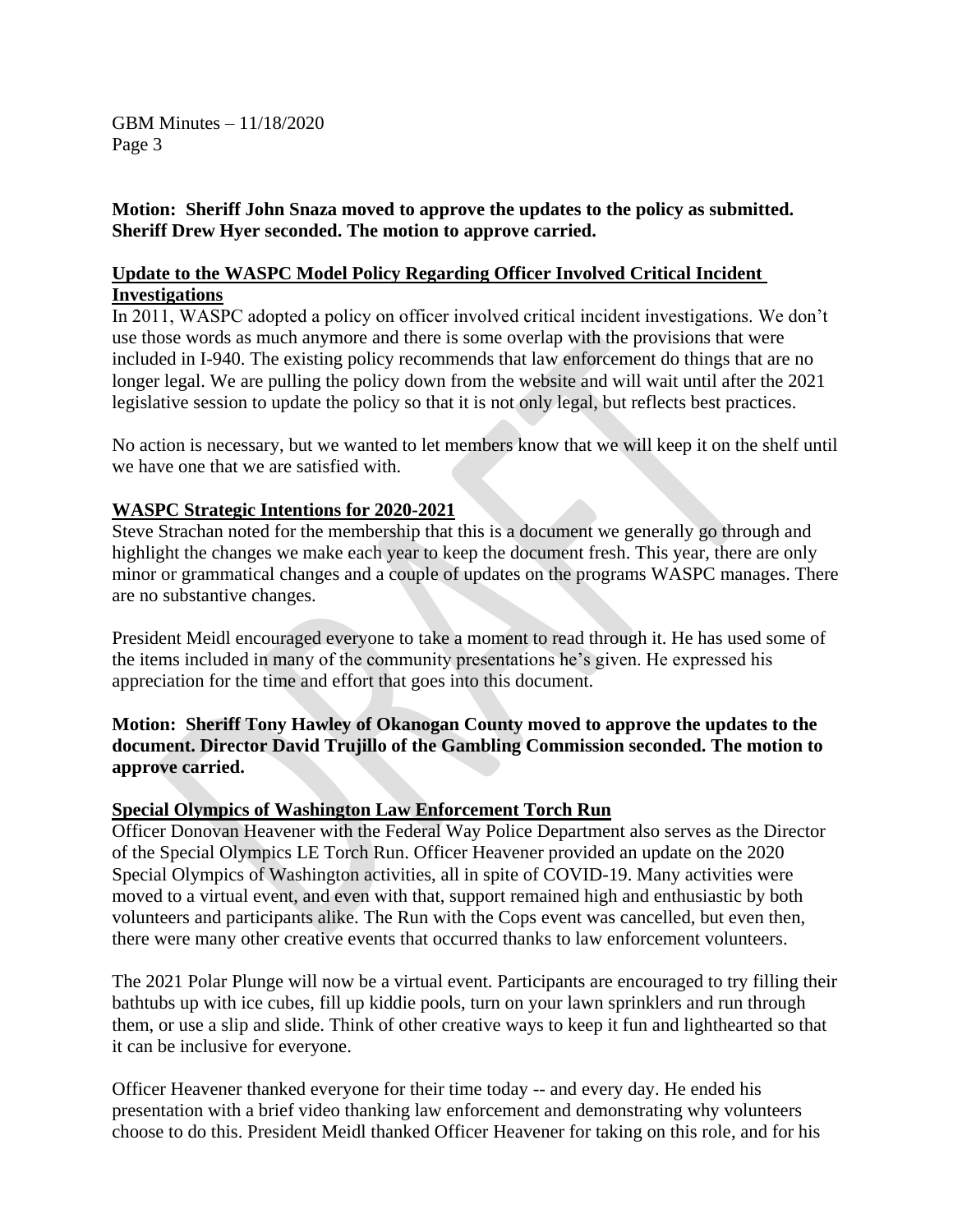**Motion: Sheriff John Snaza moved to approve the updates to the policy as submitted. Sheriff Drew Hyer seconded. The motion to approve carried.**

## Update to the WASPC Model Policy Regarding Officer Involved Critical Incident Investigations

In 2011, WASPC adopted a policy on officer involved critical incident investigations. We don't use those words as much anymore and there is some overlap with the provisions that were included in I-940. The existing policy recommends that law enforcement do things that are no longer legal. We are pulling the policy down from the website and will wait until after the 2021 legislative session to update the policy so that it is not only legal, but reflects best practices.

No action is necessary, but we wanted to let members know that we will keep it on the shelf until we have one that we are satisfied with.

## WASPC Strategic Intentions for 2020-2021

Steve Strachan noted for the membership that this is a document we generally go through and highlight the changes we make each year to keep the document fresh. This year, there are only minor or grammatical changes and a couple of updates on the programs WASPC manages. There are no substantive changes.

President Meidl encouraged everyone to take a moment to read through it. He has used some of the items included in many of the community presentations he's given. He expressed his appreciation for the time and effort that goes into this document.

**Motion: Sheriff Tony Hawley of Okanogan County moved to approve the updates to the document. Director David Trujillo of the Gambling Commission seconded. The motion to approve carried.**

## Special Olympics of Washington Law Enforcement Torch Run

Officer Donovan Heavener with the Federal Way Police Department also serves as the Director of the Special Olympics LE Torch Run. Officer Heavener provided an update on the 2020 Special Olympics of Washington activities, all in spite of COVID-19. Many activities were moved to a virtual event, and even with that, support remained high and enthusiastic by both volunteers and participants alike. The Run with the Cops event was cancelled, but even then, there were many other creative events that occurred thanks to law enforcement volunteers.

The 2021 Polar Plunge will now be a virtual event. Participants are encouraged to try filling their bathtubs up with ice cubes, fill up kiddie pools, turn on your lawn sprinklers and run through them, or use a slip and slide. Think of other creative ways to keep it fun and lighthearted so that it can be inclusive for everyone.

Officer Heavener thanked everyone for their time today -- and every day. He ended his presentation with a brief video thanking law enforcement and demonstrating why volunteers choose to do this. President Meidl thanked Officer Heavener for taking on this role, and for his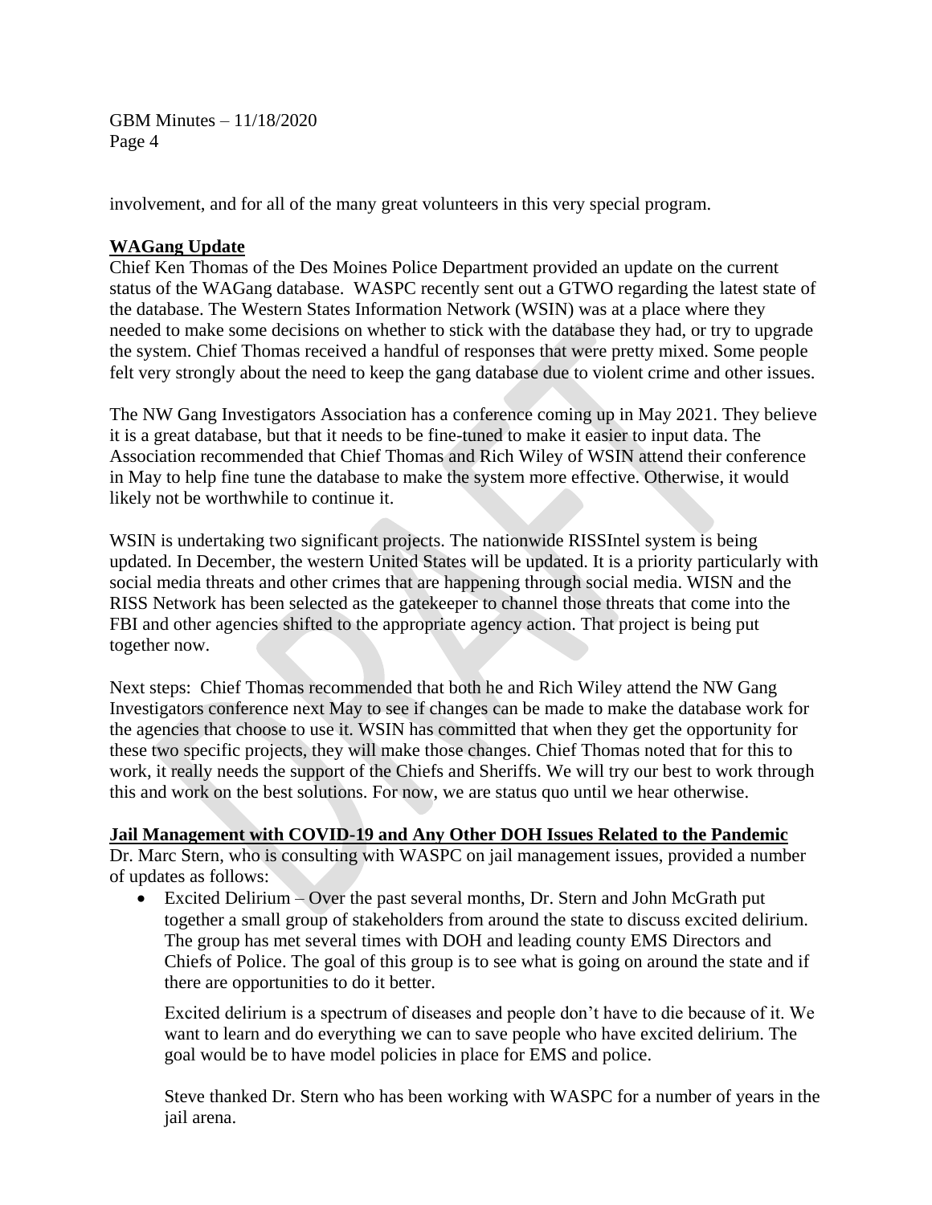involvement, and for all of the many great volunteers in this very special program.

**WAGang Update**

Chief Ken Thomas of the Des Moines Police Department provided an update on the current status of the WAGang database. WASPC recently sent out a GTWO regarding the latest state of the database. The Western States Information Network (WSIN) was at a place where they needed to make some decisions on whether to stick with the database they had, or try to upgrade the system. Chief Thomas received a handful of responses that were pretty mixed. Some people felt very strongly about the need to keep the gang database due to violent crime and other issues.

The NW Gang Investigators Association has a conference coming up in May 2021. They believe it is a great database, but that it needs to be fine-tuned to make it easier to input data. The Association recommended that Chief Thomas and Rich Wiley of WSIN attend their conference in May to help fine tune the database to make the system more effective. Otherwise, it would likely not be worthwhile to continue it.

WSIN is undertaking two significant projects. The nationwide RISSIntel system is being updated. In December, the western United States will be updated. It is a priority particularly with social media threats and other crimes that are happening through social media. WISN and the RISS Network has been selected as the gatekeeper to channel those threats that come into the FBI and other agencies shifted to the appropriate agency action. That project is being put together now.

Next steps: Chief Thomas recommended that both he and Rich Wiley attend the NW Gang Investigators conference next May to see if changes can be made to make the database work for the agencies that choose to use it. WSIN has committed that when they get the opportunity for these two specific projects, they will make those changes. Chief Thomas noted that for this to work, it really needs the support of the Chiefs and Sheriffs. We will try our best to work through this and work on the best solutions. For now, we are status quo until we hear otherwise.

**Jail Management with COVID-19 and Any Other DOH Issues Related to the Pandemic**

Dr. Marc Stern, who is consulting with WASPC on jail management issues, provided a number of updates as follows:

- Excited Delirium – Over the past several months, Dr. Stern and John McGrath put together a small group of stakeholders from around the state to discuss excited delirium. The group has met several times with DOH and leading county EMS Directors and Chiefs of Police. The goal of this group is to see what is going on around the state and if there are opportunities to do it better.

  Excited delirium is a spectrum of diseases and people don't have to die because of it. We want to learn and do everything we can to save people who have excited delirium. The goal would be to have model policies in place for EMS and police.

  Steve thanked Dr. Stern who has been working with WASPC for a number of years in the jail arena.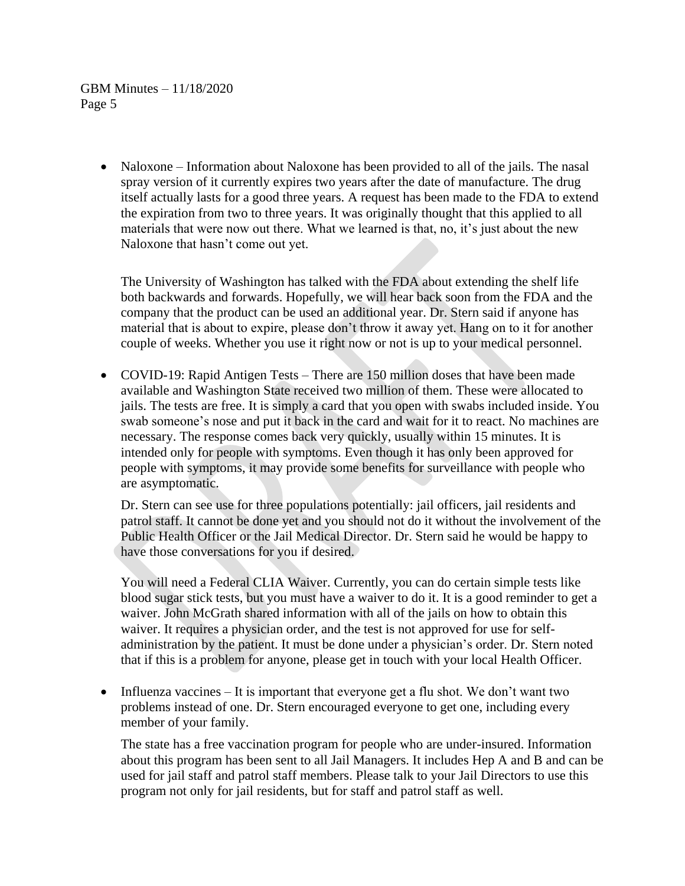- Naloxone – Information about Naloxone has been provided to all of the jails. The nasal spray version of it currently expires two years after the date of manufacture. The drug itself actually lasts for a good three years. A request has been made to the FDA to extend the expiration from two to three years. It was originally thought that this applied to all materials that were now out there. What we learned is that, no, it's just about the new Naloxone that hasn't come out yet.

  The University of Washington has talked with the FDA about extending the shelf life both backwards and forwards. Hopefully, we will hear back soon from the FDA and the company that the product can be used an additional year. Dr. Stern said if anyone has material that is about to expire, please don't throw it away yet. Hang on to it for another couple of weeks. Whether you use it right now or not is up to your medical personnel.

- COVID-19: Rapid Antigen Tests – There are 150 million doses that have been made available and Washington State received two million of them. These were allocated to jails. The tests are free. It is simply a card that you open with swabs included inside. You swab someone's nose and put it back in the card and wait for it to react. No machines are necessary. The response comes back very quickly, usually within 15 minutes. It is intended only for people with symptoms. Even though it has only been approved for people with symptoms, it may provide some benefits for surveillance with people who are asymptomatic.

  Dr. Stern can see use for three populations potentially: jail officers, jail residents and patrol staff. It cannot be done yet and you should not do it without the involvement of the Public Health Officer or the Jail Medical Director. Dr. Stern said he would be happy to have those conversations for you if desired.

  You will need a Federal CLIA Waiver. Currently, you can do certain simple tests like blood sugar stick tests, but you must have a waiver to do it. It is a good reminder to get a waiver. John McGrath shared information with all of the jails on how to obtain this waiver. It requires a physician order, and the test is not approved for use for self-administration by the patient. It must be done under a physician's order. Dr. Stern noted that if this is a problem for anyone, please get in touch with your local Health Officer.

- Influenza vaccines – It is important that everyone get a flu shot. We don't want two problems instead of one. Dr. Stern encouraged everyone to get one, including every member of your family.

  The state has a free vaccination program for people who are under-insured. Information about this program has been sent to all Jail Managers. It includes Hep A and B and can be used for jail staff and patrol staff members. Please talk to your Jail Directors to use this program not only for jail residents, but for staff and patrol staff as well.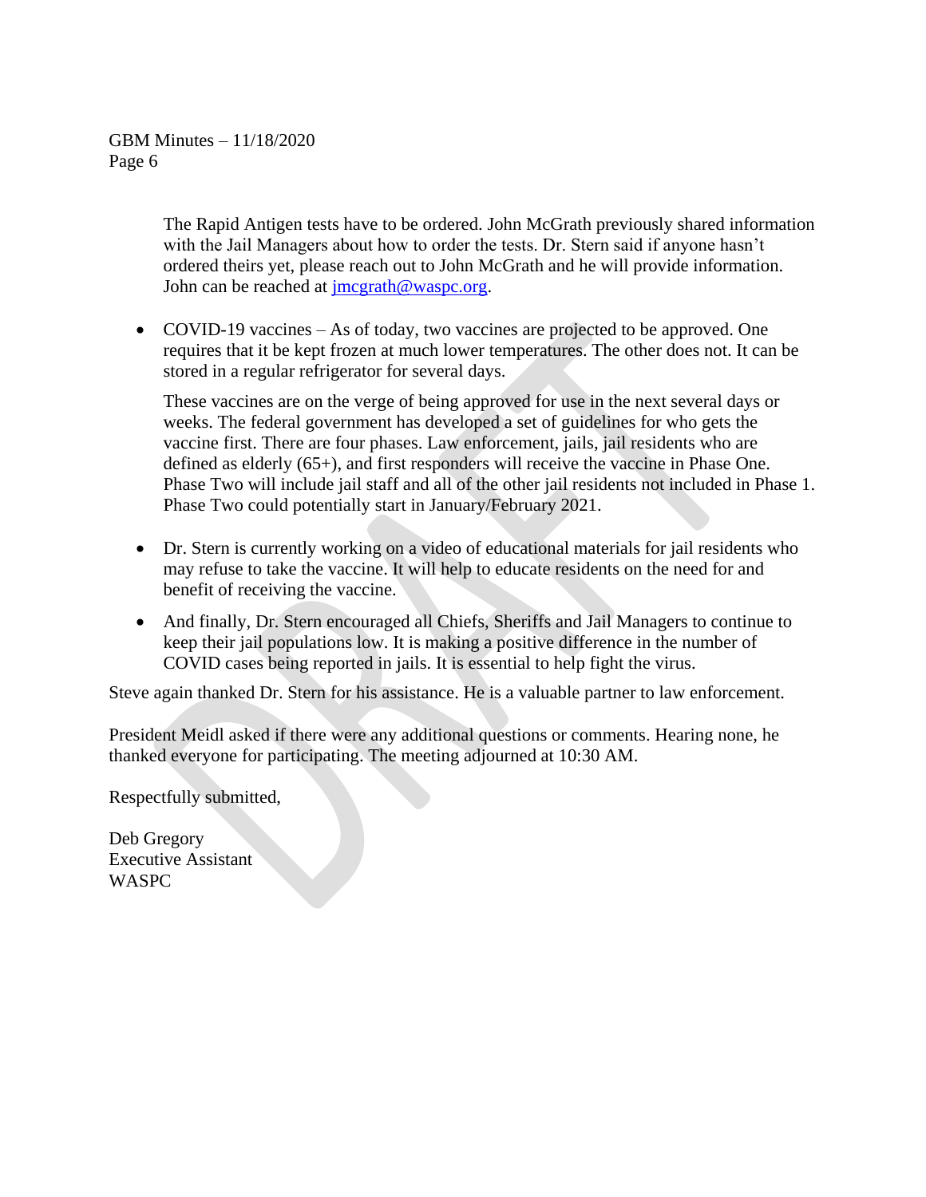The Rapid Antigen tests have to be ordered. John McGrath previously shared information with the Jail Managers about how to order the tests. Dr. Stern said if anyone hasn't ordered theirs yet, please reach out to John McGrath and he will provide information. John can be reached at jmcgrath@waspc.org.

- COVID-19 vaccines – As of today, two vaccines are projected to be approved. One requires that it be kept frozen at much lower temperatures. The other does not. It can be stored in a regular refrigerator for several days.

  These vaccines are on the verge of being approved for use in the next several days or weeks. The federal government has developed a set of guidelines for who gets the vaccine first. There are four phases. Law enforcement, jails, jail residents who are defined as elderly (65+), and first responders will receive the vaccine in Phase One. Phase Two will include jail staff and all of the other jail residents not included in Phase 1. Phase Two could potentially start in January/February 2021.

- Dr. Stern is currently working on a video of educational materials for jail residents who may refuse to take the vaccine. It will help to educate residents on the need for and benefit of receiving the vaccine.

- And finally, Dr. Stern encouraged all Chiefs, Sheriffs and Jail Managers to continue to keep their jail populations low. It is making a positive difference in the number of COVID cases being reported in jails. It is essential to help fight the virus.

Steve again thanked Dr. Stern for his assistance. He is a valuable partner to law enforcement.

President Meidl asked if there were any additional questions or comments. Hearing none, he thanked everyone for participating. The meeting adjourned at 10:30 AM.

Respectfully submitted,

Deb Gregory
Executive Assistant
WASPC